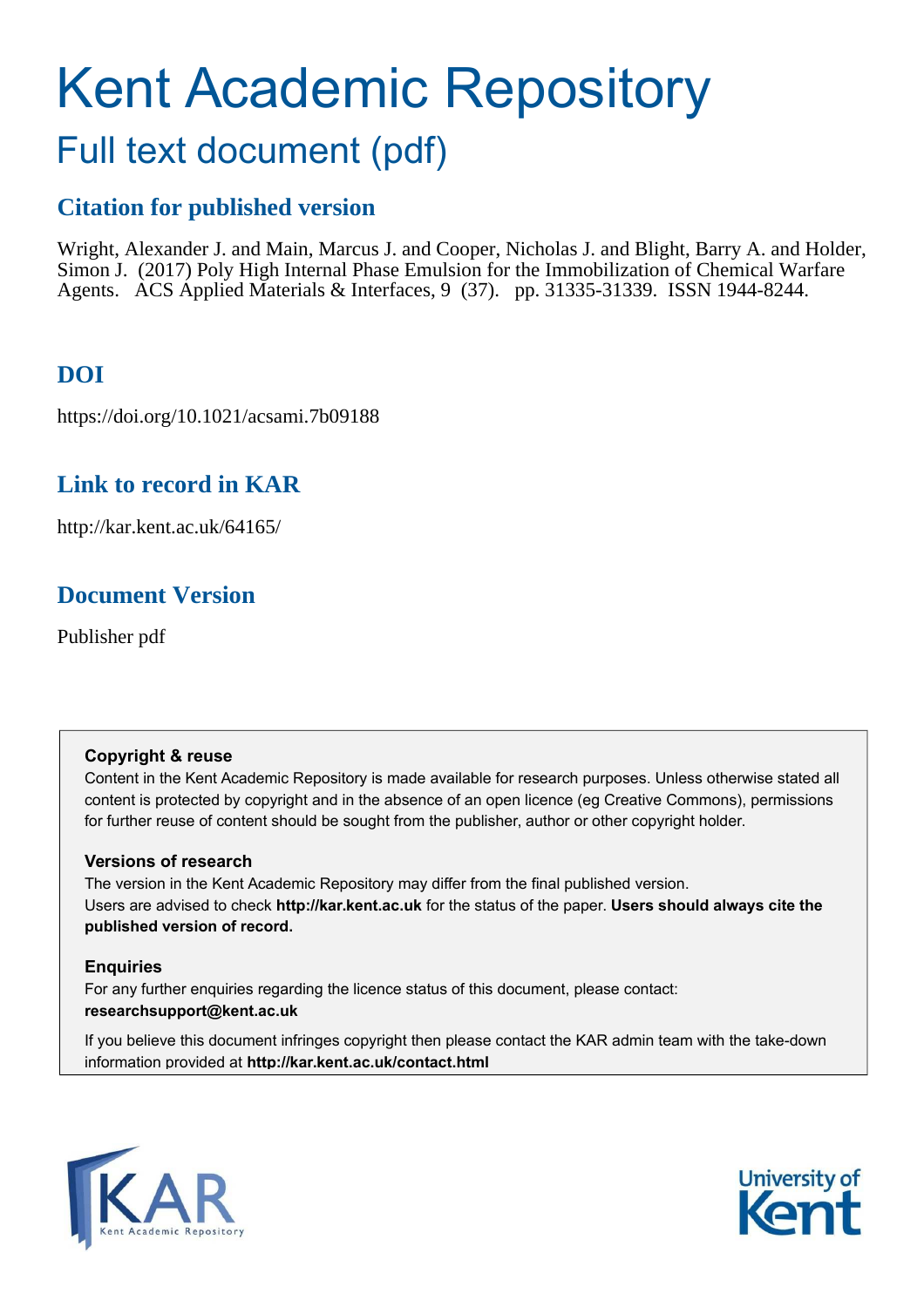# Kent Academic Repository

## Full text document (pdf)

## Citation for published version

Wright, Alexander J. and Main, Marcus J. and Cooper, Nicholas J. and Blight, Barry A. and Holder, Simon J. (2017) Poly High Internal Phase Emulsion for the Immobilization of Chemical Warfare Agents. ACS Applied Materials & Interfaces, 9 (37). pp. 31335-31339. ISSN 1944-8244.

## DOI

https://doi.org/10.1021/acsami.7b09188

## Link to record in KAR

http://kar.kent.ac.uk/64165/

## Document Version

Publisher pdf

**Copyright & reuse**

Content in the Kent Academic Repository is made available for research purposes. Unless otherwise stated all content is protected by copyright and in the absence of an open licence (eg Creative Commons), permissions for further reuse of content should be sought from the publisher, author or other copyright holder.

**Versions of research**

The version in the Kent Academic Repository may differ from the final published version. Users are advised to check **http://kar.kent.ac.uk** for the status of the paper. **Users should always cite the published version of record.**

**Enquiries**

For any further enquiries regarding the licence status of this document, please contact: **researchsupport@kent.ac.uk**

If you believe this document infringes copyright then please contact the KAR admin team with the take-down information provided at **http://kar.kent.ac.uk/contact.html**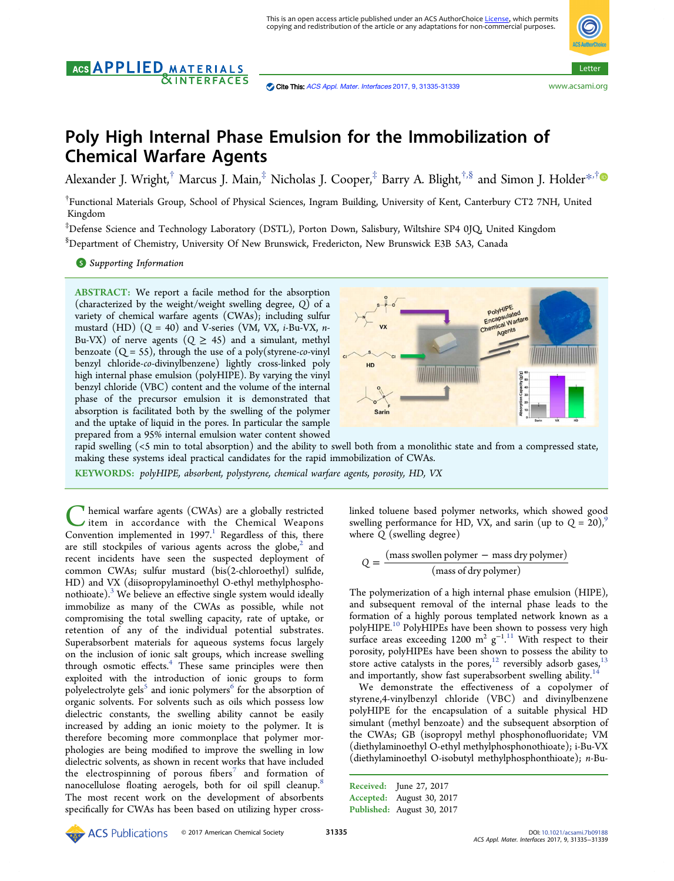# Poly High Internal Phase Emulsion for the Immobilization of Chemical Warfare Agents

Alexander J. Wright,[†] Marcus J. Main,[‡] Nicholas J. Cooper,[‡] Barry A. Blight,[†,§] and Simon J. Holder*[,†]

[†]Functional Materials Group, School of Physical Sciences, Ingram Building, University of Kent, Canterbury CT2 7NH, United Kingdom

[‡]Defense Science and Technology Laboratory (DSTL), Porton Down, Salisbury, Wiltshire SP4 0JQ, United Kingdom

[§]Department of Chemistry, University Of New Brunswick, Fredericton, New Brunswick E3B 5A3, Canada

Supporting Information

**ABSTRACT:** We report a facile method for the absorption (characterized by the weight/weight swelling degree, $Q$) of a variety of chemical warfare agents (CWAs); including sulfur mustard (HD) ($Q$ = 40) and V-series (VM, VX, *i*-Bu-VX, *n*-Bu-VX) of nerve agents ($Q \geq 45$) and a simulant, methyl benzoate ($Q$ = 55), through the use of a poly(styrene-*co*-vinyl benzyl chloride-*co*-divinylbenzene) lightly cross-linked poly high internal phase emulsion (polyHIPE). By varying the vinyl benzyl chloride (VBC) content and the volume of the internal phase of the precursor emulsion it is demonstrated that absorption is facilitated both by the swelling of the polymer and the uptake of liquid in the pores. In particular the sample prepared from a 95% internal emulsion water content showed rapid swelling (<5 min to total absorption) and the ability to swell both from a monolithic state and from a compressed state, making these systems ideal practical candidates for the rapid immobilization of CWAs.

**KEYWORDS:** *polyHIPE, absorbent, polystyrene, chemical warfare agents, porosity, HD, VX*

Chemical warfare agents (CWAs) are a globally restricted item in accordance with the Chemical Weapons Convention implemented in 1997.[1] Regardless of this, there are still stockpiles of various agents across the globe,[2] and recent incidents have seen the suspected deployment of common CWAs; sulfur mustard (bis(2-chloroethyl) sulfide, HD) and VX (diisopropylaminoethyl O-ethyl methylphosphonothioate).[3] We believe an effective single system would ideally immobilize as many of the CWAs as possible, while not compromising the total swelling capacity, rate of uptake, or retention of any of the individual potential substrates. Superabsorbent materials for aqueous systems focus largely on the inclusion of ionic salt groups, which increase swelling through osmotic effects.[4] These same principles were then exploited with the introduction of ionic groups to form polyelectrolyte gels[5] and ionic polymers[6] for the absorption of organic solvents. For solvents such as oils which possess low dielectric constants, the swelling ability cannot be easily increased by adding an ionic moiety to the polymer. It is therefore becoming more commonplace that polymer morphologies are being modified to improve the swelling in low dielectric solvents, as shown in recent works that have included the electrospinning of porous fibers[7] and formation of nanocellulose floating aerogels, both for oil spill cleanup.[8] The most recent work on the development of absorbents specifically for CWAs has been based on utilizing hyper cross-linked toluene based polymer networks, which showed good swelling performance for HD, VX, and sarin (up to $Q$ = 20),[9] where $Q$ (swelling degree)

$$Q = \frac{(\text{mass swollen polymer} - \text{mass dry polymer})}{(\text{mass of dry polymer})}$$

The polymerization of a high internal phase emulsion (HIPE), and subsequent removal of the internal phase leads to the formation of a highly porous templated network known as a polyHIPE.[10] PolyHIPEs have been shown to possess very high surface areas exceeding 1200 $m^2$ $g^{-1}$.[11] With respect to their porosity, polyHIPEs have been shown to possess the ability to store active catalysts in the pores,[12] reversibly adsorb gases,[13] and importantly, show fast superabsorbent swelling ability.[14]

We demonstrate the effectiveness of a copolymer of styrene,4-vinylbenzyl chloride (VBC) and divinylbenzene polyHIPE for the encapsulation of a suitable physical HD simulant (methyl benzoate) and the subsequent absorption of the CWAs; GB (isopropyl methyl phosphonofluoridate; VM (diethylaminoethyl O-ethyl methylphosphonothioate); i-Bu-VX (diethylaminoethyl O-isobutyl methylphosphonthioate); *n*-Bu-

Received: June 27, 2017
Accepted: August 30, 2017
Published: August 30, 2017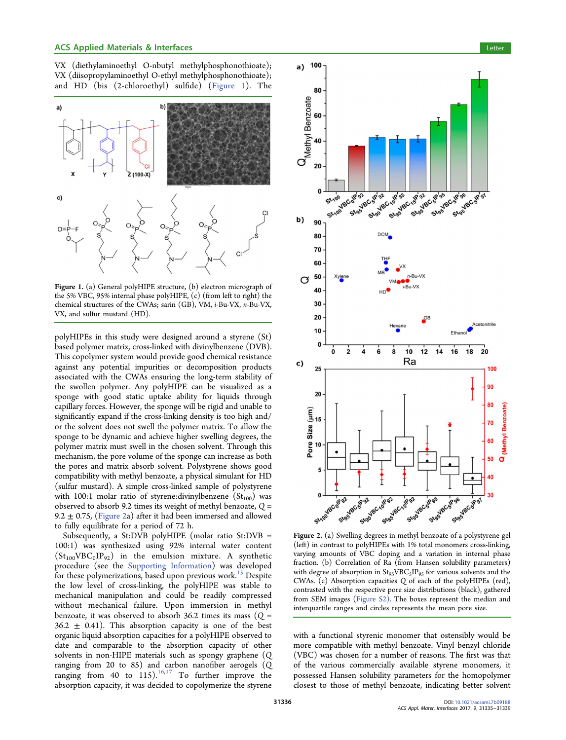VX (diethylaminoethyl O-nbutyl methylphosphonothioate); VX (diisopropylaminoethyl O-ethyl methylphosphonothioate); and HD (bis (2-chloroethyl) sulfide) (Figure 1). The

Figure 1. (a) General polyHIPE structure, (b) electron micrograph of the 5% VBC, 95% internal phase polyHIPE, (c) (from left to right) the chemical structures of the CWAs; sarin (GB), VM, *i*-Bu-VX, *n*-Bu-VX, VX, and sulfur mustard (HD).

polyHIPEs in this study were designed around a styrene (St) based polymer matrix, cross-linked with divinylbenzene (DVB). This copolymer system would provide good chemical resistance against any potential impurities or decomposition products associated with the CWAs ensuring the long-term stability of the swollen polymer. Any polyHIPE can be visualized as a sponge with good static uptake ability for liquids through capillary forces. However, the sponge will be rigid and unable to significantly expand if the cross-linking density is too high and/or the solvent does not swell the polymer matrix. To allow the sponge to be dynamic and achieve higher swelling degrees, the polymer matrix must swell in the chosen solvent. Through this mechanism, the pore volume of the sponge can increase as both the pores and matrix absorb solvent. Polystyrene shows good compatibility with methyl benzoate, a physical simulant for HD (sulfur mustard). A simple cross-linked sample of polystyrene with 100:1 molar ratio of styrene:divinylbenzene ($St_{100}$) was observed to absorb 9.2 times its weight of methyl benzoate, $Q = 9.2 \pm 0.75$, (Figure 2a) after it had been immersed and allowed to fully equilibrate for a period of 72 h.

Subsequently, a St:DVB polyHIPE (molar ratio St:DVB = 100:1) was synthesized using 92% internal water content ($St_{100}VBC_0IP_{92}$) in the emulsion mixture. A synthetic procedure (see the Supporting Information) was developed for these polymerizations, based upon previous work.[15] Despite the low level of cross-linking, the polyHIPE was stable to mechanical manipulation and could be readily compressed without mechanical failure. Upon immersion in methyl benzoate, it was observed to absorb 36.2 times its mass ($Q = 36.2 \pm 0.41$). This absorption capacity is one of the best organic liquid absorption capacities for a polyHIPE observed to date and comparable to the absorption capacity of other solvents in non-HIPE materials such as spongy graphene ($Q$ ranging from 20 to 85) and carbon nanofiber aerogels ($Q$ ranging from 40 to 115).[16,17] To further improve the absorption capacity, it was decided to copolymerize the styrene with a functional styrenic monomer that ostensibly would be more compatible with methyl benzoate. Vinyl benzyl chloride (VBC) was chosen for a number of reasons. The first was that of the various commercially available styrene monomers, it possessed Hansen solubility parameters for the homopolymer closest to those of methyl benzoate, indicating better solvent

Figure 2. (a) Swelling degrees in methyl benzoate of a polystyrene gel (left) in contrast to polyHIPEs with 1% total monomers cross-linking, varying amounts of VBC doping and a variation in internal phase fraction. (b) Correlation of Ra (from Hansen solubility parameters) with degree of absorption in $St_{95}VBC_5IP_{95}$ for various solvents and the CWAs. (c) Absorption capacities $Q$ of each of the polyHIPEs (red), contrasted with the respective pore size distributions (black), gathered from SEM images (Figure S2). The boxes represent the median and interquartile ranges and circles represents the mean pore size.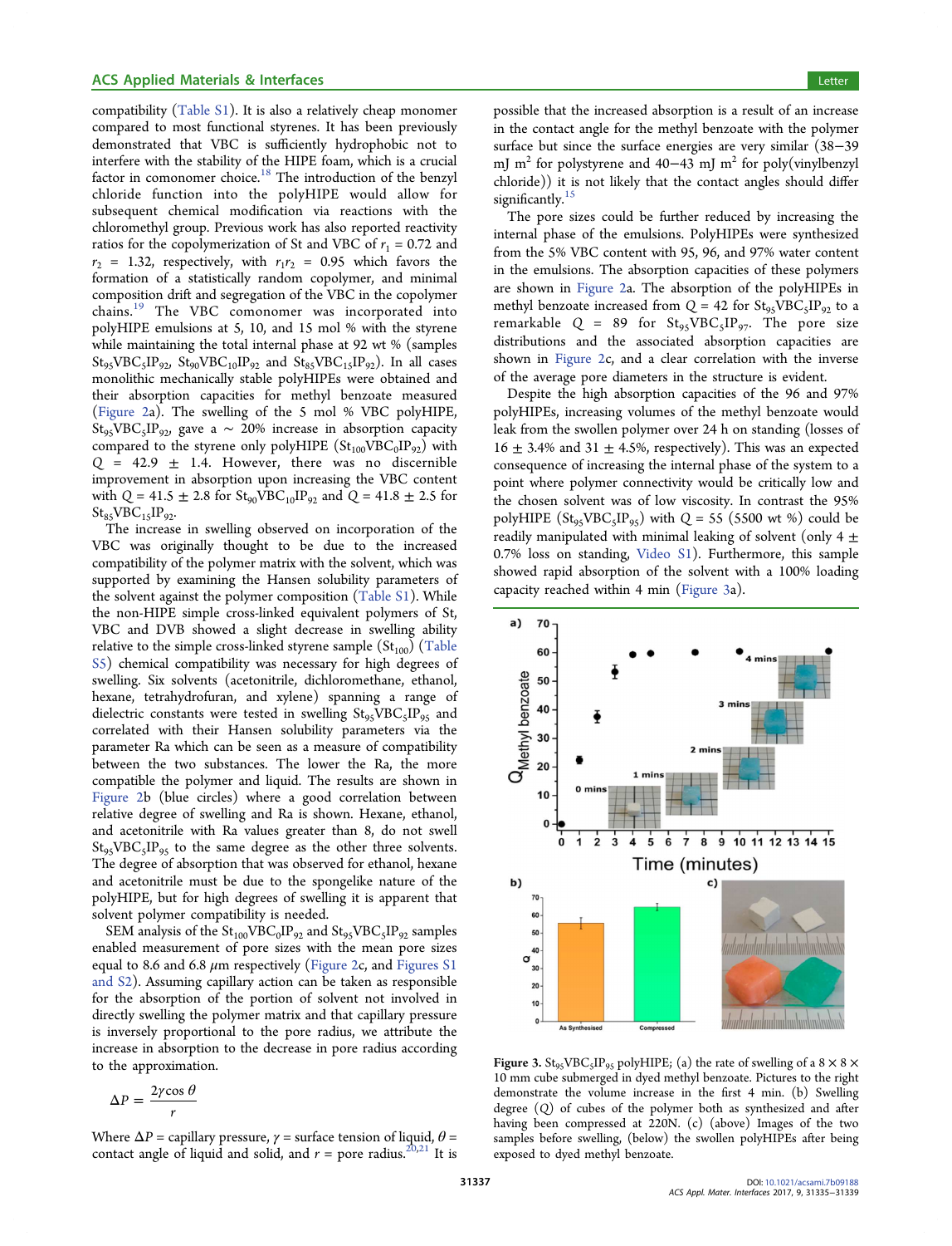compatibility (Table S1). It is also a relatively cheap monomer compared to most functional styrenes. It has been previously demonstrated that VBC is sufficiently hydrophobic not to interfere with the stability of the HIPE foam, which is a crucial factor in comonomer choice.[18] The introduction of the benzyl chloride function into the polyHIPE would allow for subsequent chemical modification via reactions with the chloromethyl group. Previous work has also reported reactivity ratios for the copolymerization of St and VBC of $r_1 = 0.72$ and $r_2 = 1.32$, respectively, with $r_1r_2 = 0.95$ which favors the formation of a statistically random copolymer, and minimal composition drift and segregation of the VBC in the copolymer chains.[19] The VBC comonomer was incorporated into polyHIPE emulsions at 5, 10, and 15 mol % with the styrene while maintaining the total internal phase at 92 wt % (samples $St_{95}VBC_5IP_{92}$, $St_{90}VBC_{10}IP_{92}$ and $St_{85}VBC_{15}IP_{92}$). In all cases monolithic mechanically stable polyHIPEs were obtained and their absorption capacities for methyl benzoate measured (Figure 2a). The swelling of the 5 mol % VBC polyHIPE, $St_{95}VBC_5IP_{92}$, gave a ~ 20% increase in absorption capacity compared to the styrene only polyHIPE ($St_{100}VBC_0IP_{92}$) with $Q = 42.9 \pm 1.4$. However, there was no discernible improvement in absorption upon increasing the VBC content with $Q = 41.5 \pm 2.8$ for $St_{90}VBC_{10}IP_{92}$ and $Q = 41.8 \pm 2.5$ for $St_{85}VBC_{15}IP_{92}$.

The increase in swelling observed on incorporation of the VBC was originally thought to be due to the increased compatibility of the polymer matrix with the solvent, which was supported by examining the Hansen solubility parameters of the solvent against the polymer composition (Table S1). While the non-HIPE simple cross-linked equivalent polymers of St, VBC and DVB showed a slight decrease in swelling ability relative to the simple cross-linked styrene sample ($St_{100}$) (Table S5) chemical compatibility was necessary for high degrees of swelling. Six solvents (acetonitrile, dichloromethane, ethanol, hexane, tetrahydrofuran, and xylene) spanning a range of dielectric constants were tested in swelling $St_{95}VBC_5IP_{95}$ and correlated with their Hansen solubility parameters via the parameter Ra which can be seen as a measure of compatibility between the two substances. The lower the Ra, the more compatible the polymer and liquid. The results are shown in Figure 2b (blue circles) where a good correlation between relative degree of swelling and Ra is shown. Hexane, ethanol, and acetonitrile with Ra values greater than 8, do not swell $St_{95}VBC_5IP_{95}$ to the same degree as the other three solvents. The degree of absorption that was observed for ethanol, hexane and acetonitrile must be due to the spongelike nature of the polyHIPE, but for high degrees of swelling it is apparent that solvent polymer compatibility is needed.

SEM analysis of the $St_{100}VBC_0IP_{92}$ and $St_{95}VBC_5IP_{92}$ samples enabled measurement of pore sizes with the mean pore sizes equal to 8.6 and 6.8 $\mu$m respectively (Figure 2c, and Figures S1 and S2). Assuming capillary action can be taken as responsible for the absorption of the portion of solvent not involved in directly swelling the polymer matrix and that capillary pressure is inversely proportional to the pore radius, we attribute the increase in absorption to the decrease in pore radius according to the approximation.

$$\Delta P = \frac{2\gamma \cos\theta}{r}$$

Where $\Delta P$ = capillary pressure, $\gamma$ = surface tension of liquid, $\theta$ = contact angle of liquid and solid, and $r$ = pore radius.[20,21] It is possible that the increased absorption is a result of an increase in the contact angle for the methyl benzoate with the polymer surface but since the surface energies are very similar (38–39 mJ m$^2$ for polystyrene and 40–43 mJ m$^2$ for poly(vinylbenzyl chloride)) it is not likely that the contact angles should differ significantly.[15]

The pore sizes could be further reduced by increasing the internal phase of the emulsions. PolyHIPEs were synthesized from the 5% VBC content with 95, 96, and 97% water content in the emulsions. The absorption capacities of these polymers are shown in Figure 2a. The absorption of the polyHIPEs in methyl benzoate increased from $Q = 42$ for $St_{95}VBC_5IP_{92}$ to a remarkable $Q = 89$ for $St_{95}VBC_5IP_{97}$. The pore size distributions and the associated absorption capacities are shown in Figure 2c, and a clear correlation with the inverse of the average pore diameters in the structure is evident.

Despite the high absorption capacities of the 96 and 97% polyHIPEs, increasing volumes of the methyl benzoate would leak from the swollen polymer over 24 h on standing (losses of 16 ± 3.4% and 31 ± 4.5%, respectively). This was an expected consequence of increasing the internal phase of the system to a point where polymer connectivity would be critically low and the chosen solvent was of low viscosity. In contrast the 95% polyHIPE ($St_{95}VBC_5IP_{95}$) with $Q = 55$ (5500 wt %) could be readily manipulated with minimal leaking of solvent (only 4 ± 0.7% loss on standing, Video S1). Furthermore, this sample showed rapid absorption of the solvent with a 100% loading capacity reached within 4 min (Figure 3a).

**Figure 3.** $St_{95}VBC_5IP_{95}$ polyHIPE; (a) the rate of swelling of a 8 × 8 × 10 mm cube submerged in dyed methyl benzoate. Pictures to the right demonstrate the volume increase in the first 4 min. (b) Swelling degree ($Q$) of cubes of the polymer both as synthesized and after having been compressed at 220N. (c) (above) Images of the two samples before swelling, (below) the swollen polyHIPEs after being exposed to dyed methyl benzoate.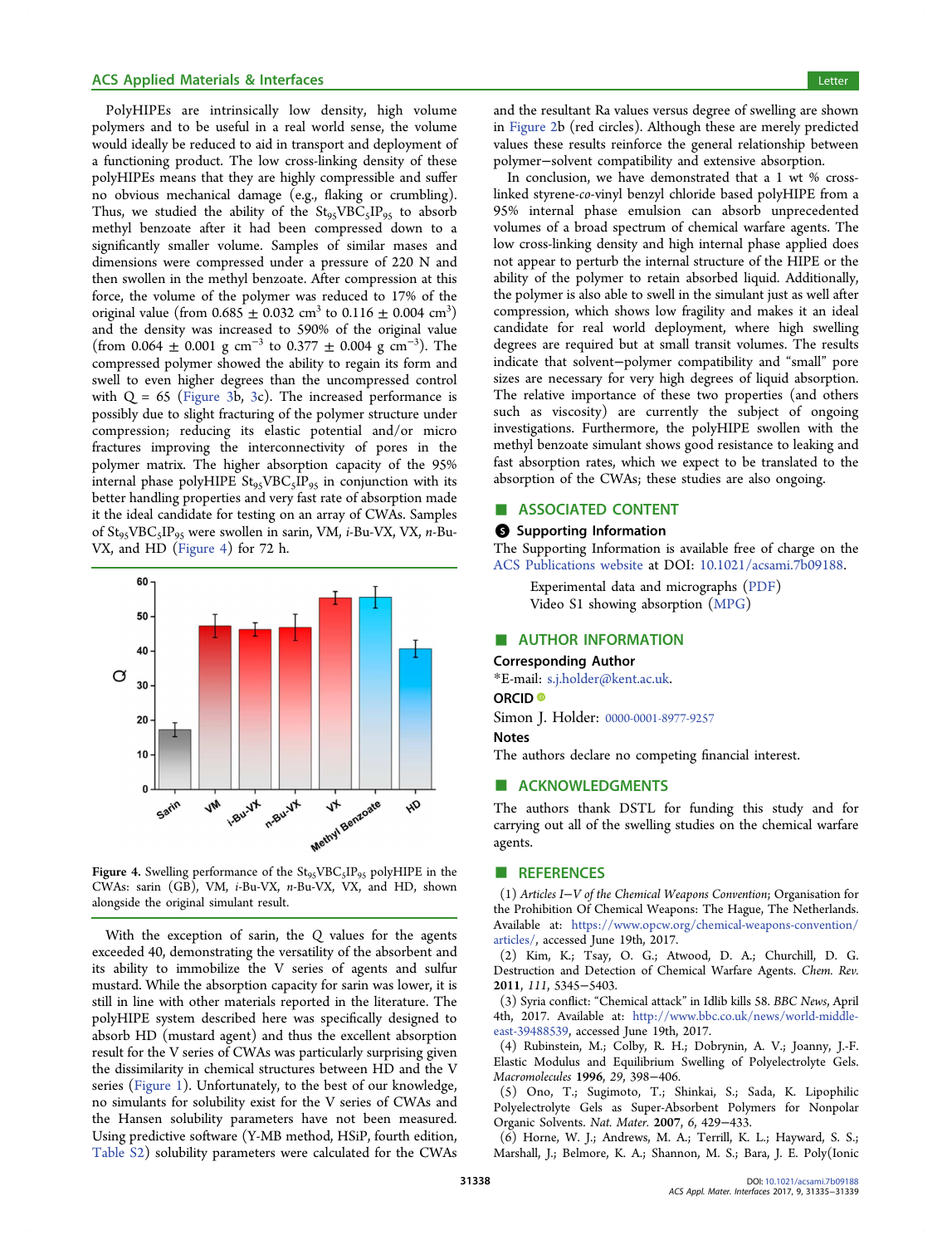PolyHIPEs are intrinsically low density, high volume polymers and to be useful in a real world sense, the volume would ideally be reduced to aid in transport and deployment of a functioning product. The low cross-linking density of these polyHIPEs means that they are highly compressible and suffer no obvious mechanical damage (e.g., flaking or crumbling). Thus, we studied the ability of the $St_{95}VBC_5IP_{95}$ to absorb methyl benzoate after it had been compressed down to a significantly smaller volume. Samples of similar mases and dimensions were compressed under a pressure of 220 N and then swollen in the methyl benzoate. After compression at this force, the volume of the polymer was reduced to 17% of the original value (from 0.685 ± 0.032 $cm^3$ to 0.116 ± 0.004 $cm^3$) and the density was increased to 590% of the original value (from 0.064 ± 0.001 g $cm^{-3}$ to 0.377 ± 0.004 g $cm^{-3}$). The compressed polymer showed the ability to regain its form and swell to even higher degrees than the uncompressed control with $Q = 65$ (Figure 3b, 3c). The increased performance is possibly due to slight fracturing of the polymer structure under compression; reducing its elastic potential and/or micro fractures improving the interconnectivity of pores in the polymer matrix. The higher absorption capacity of the 95% internal phase polyHIPE $St_{95}VBC_5IP_{95}$ in conjunction with its better handling properties and very fast rate of absorption made it the ideal candidate for testing on an array of CWAs. Samples of $St_{95}VBC_5IP_{95}$ were swollen in sarin, VM, *i*-Bu-VX, VX, *n*-Bu-VX, and HD (Figure 4) for 72 h.

**Figure 4.** Swelling performance of the $St_{95}VBC_5IP_{95}$ polyHIPE in the CWAs: sarin (GB), VM, *i*-Bu-VX, *n*-Bu-VX, VX, and HD, shown alongside the original simulant result.

With the exception of sarin, the $Q$ values for the agents exceeded 40, demonstrating the versatility of the absorbent and its ability to immobilize the V series of agents and sulfur mustard. While the absorption capacity for sarin was lower, it is still in line with other materials reported in the literature. The polyHIPE system described here was specifically designed to absorb HD (mustard agent) and thus the excellent absorption result for the V series of CWAs was particularly surprising given the dissimilarity in chemical structures between HD and the V series (Figure 1). Unfortunately, to the best of our knowledge, no simulants for solubility exist for the V series of CWAs and the Hansen solubility parameters have not been measured. Using predictive software (Y-MB method, HSiP, fourth edition, Table S2) solubility parameters were calculated for the CWAs and the resultant Ra values versus degree of swelling are shown in Figure 2b (red circles). Although these are merely predicted values these results reinforce the general relationship between polymer–solvent compatibility and extensive absorption.

In conclusion, we have demonstrated that a 1 wt % cross-linked styrene-*co*-vinyl benzyl chloride based polyHIPE from a 95% internal phase emulsion can absorb unprecedented volumes of a broad spectrum of chemical warfare agents. The low cross-linking density and high internal phase applied does not appear to perturb the internal structure of the HIPE or the ability of the polymer to retain absorbed liquid. Additionally, the polymer is also able to swell in the simulant just as well after compression, which shows low fragility and makes it an ideal candidate for real world deployment, where high swelling degrees are required but at small transit volumes. The results indicate that solvent–polymer compatibility and "small" pore sizes are necessary for very high degrees of liquid absorption. The relative importance of these two properties (and others such as viscosity) are currently the subject of ongoing investigations. Furthermore, the polyHIPE swollen with the methyl benzoate simulant shows good resistance to leaking and fast absorption rates, which we expect to be translated to the absorption of the CWAs; these studies are also ongoing.

## ■ ASSOCIATED CONTENT

### Supporting Information

The Supporting Information is available free of charge on the ACS Publications website at DOI: 10.1021/acsami.7b09188.

Experimental data and micrographs (PDF)
Video S1 showing absorption (MPG)

## ■ AUTHOR INFORMATION

### Corresponding Author

*E-mail: s.j.holder@kent.ac.uk.

### ORCID

Simon J. Holder: 0000-0001-8977-9257

### Notes

The authors declare no competing financial interest.

## ■ ACKNOWLEDGMENTS

The authors thank DSTL for funding this study and for carrying out all of the swelling studies on the chemical warfare agents.

## ■ REFERENCES

(1) *Articles I–V of the Chemical Weapons Convention*; Organisation for the Prohibition Of Chemical Weapons: The Hague, The Netherlands. Available at: https://www.opcw.org/chemical-weapons-convention/articles/, accessed June 19th, 2017.

(2) Kim, K.; Tsay, O. G.; Atwood, D. A.; Churchill, D. G. Destruction and Detection of Chemical Warfare Agents. *Chem. Rev.* **2011**, *111*, 5345–5403.

(3) Syria conflict: "Chemical attack" in Idlib kills 58. *BBC News*, April 4th, 2017. Available at: http://www.bbc.co.uk/news/world-middle-east-39488539, accessed June 19th, 2017.

(4) Rubinstein, M.; Colby, R. H.; Dobrynin, A. V.; Joanny, J.-F. Elastic Modulus and Equilibrium Swelling of Polyelectrolyte Gels. *Macromolecules* **1996**, *29*, 398–406.

(5) Ono, T.; Sugimoto, T.; Shinkai, S.; Sada, K. Lipophilic Polyelectrolyte Gels as Super-Absorbent Polymers for Nonpolar Organic Solvents. *Nat. Mater.* **2007**, *6*, 429–433.

(6) Horne, W. J.; Andrews, M. A.; Terrill, K. L.; Hayward, S. S.; Marshall, J.; Belmore, K. A.; Shannon, M. S.; Bara, J. E. Poly(Ionic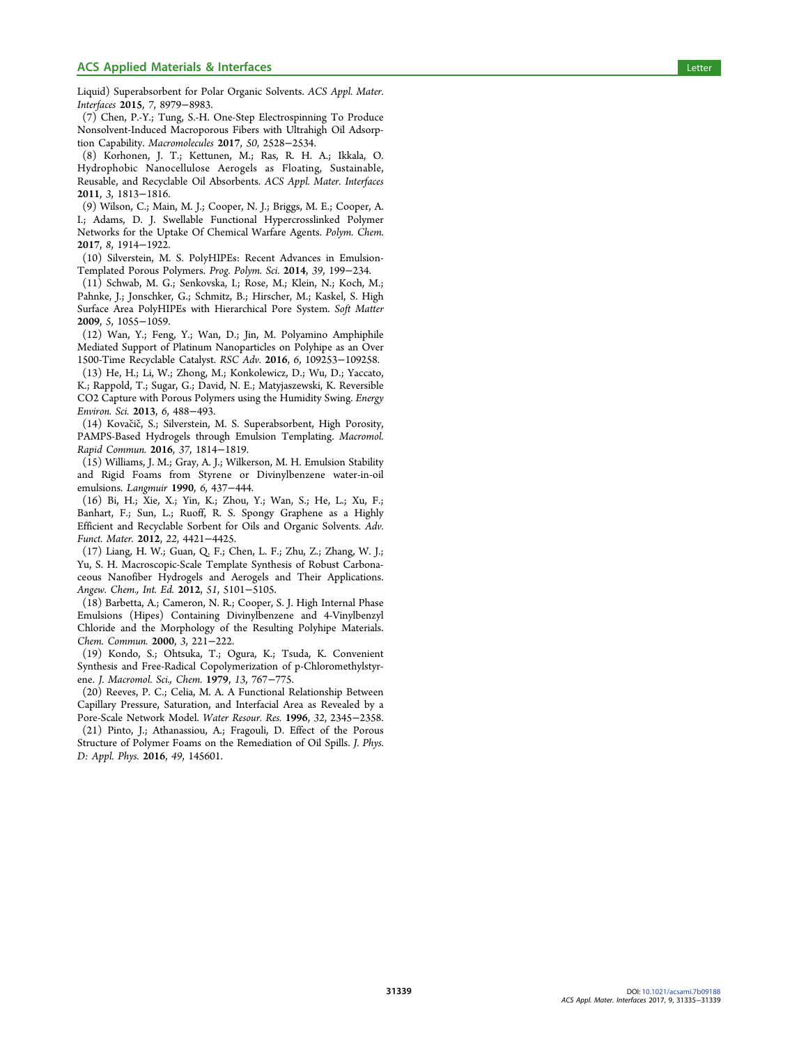Liquid) Superabsorbent for Polar Organic Solvents. *ACS Appl. Mater. Interfaces* **2015**, *7*, 8979−8983.

(7) Chen, P.-Y.; Tung, S.-H. One-Step Electrospinning To Produce Nonsolvent-Induced Macroporous Fibers with Ultrahigh Oil Adsorption Capability. *Macromolecules* **2017**, *50*, 2528−2534.

(8) Korhonen, J. T.; Kettunen, M.; Ras, R. H. A.; Ikkala, O. Hydrophobic Nanocellulose Aerogels as Floating, Sustainable, Reusable, and Recyclable Oil Absorbents. *ACS Appl. Mater. Interfaces* **2011**, *3*, 1813−1816.

(9) Wilson, C.; Main, M. J.; Cooper, N. J.; Briggs, M. E.; Cooper, A. I.; Adams, D. J. Swellable Functional Hypercrosslinked Polymer Networks for the Uptake Of Chemical Warfare Agents. *Polym. Chem.* **2017**, *8*, 1914−1922.

(10) Silverstein, M. S. PolyHIPEs: Recent Advances in Emulsion-Templated Porous Polymers. *Prog. Polym. Sci.* **2014**, *39*, 199−234.

(11) Schwab, M. G.; Senkovska, I.; Rose, M.; Klein, N.; Koch, M.; Pahnke, J.; Jonschker, G.; Schmitz, B.; Hirscher, M.; Kaskel, S. High Surface Area PolyHIPEs with Hierarchical Pore System. *Soft Matter* **2009**, *5*, 1055−1059.

(12) Wan, Y.; Feng, Y.; Wan, D.; Jin, M. Polyamino Amphiphile Mediated Support of Platinum Nanoparticles on Polyhipe as an Over 1500-Time Recyclable Catalyst. *RSC Adv.* **2016**, *6*, 109253−109258.

(13) He, H.; Li, W.; Zhong, M.; Konkolewicz, D.; Wu, D.; Yaccato, K.; Rappold, T.; Sugar, G.; David, N. E.; Matyjaszewski, K. Reversible CO2 Capture with Porous Polymers using the Humidity Swing. *Energy Environ. Sci.* **2013**, *6*, 488−493.

(14) Kovačič, S.; Silverstein, M. S. Superabsorbent, High Porosity, PAMPS-Based Hydrogels through Emulsion Templating. *Macromol. Rapid Commun.* **2016**, *37*, 1814−1819.

(15) Williams, J. M.; Gray, A. J.; Wilkerson, M. H. Emulsion Stability and Rigid Foams from Styrene or Divinylbenzene water-in-oil emulsions. *Langmuir* **1990**, *6*, 437−444.

(16) Bi, H.; Xie, X.; Yin, K.; Zhou, Y.; Wan, S.; He, L.; Xu, F.; Banhart, F.; Sun, L.; Ruoff, R. S. Spongy Graphene as a Highly Efficient and Recyclable Sorbent for Oils and Organic Solvents. *Adv. Funct. Mater.* **2012**, *22*, 4421−4425.

(17) Liang, H. W.; Guan, Q. F.; Chen, L. F.; Zhu, Z.; Zhang, W. J.; Yu, S. H. Macroscopic-Scale Template Synthesis of Robust Carbonaceous Nanofiber Hydrogels and Aerogels and Their Applications. *Angew. Chem., Int. Ed.* **2012**, *51*, 5101−5105.

(18) Barbetta, A.; Cameron, N. R.; Cooper, S. J. High Internal Phase Emulsions (Hipes) Containing Divinylbenzene and 4-Vinylbenzyl Chloride and the Morphology of the Resulting Polyhipe Materials. *Chem. Commun.* **2000**, *3*, 221−222.

(19) Kondo, S.; Ohtsuka, T.; Ogura, K.; Tsuda, K. Convenient Synthesis and Free-Radical Copolymerization of p-Chloromethylstyrene. *J. Macromol. Sci., Chem.* **1979**, *13*, 767−775.

(20) Reeves, P. C.; Celia, M. A. A Functional Relationship Between Capillary Pressure, Saturation, and Interfacial Area as Revealed by a Pore-Scale Network Model. *Water Resour. Res.* **1996**, *32*, 2345−2358.

(21) Pinto, J.; Athanassiou, A.; Fragouli, D. Effect of the Porous Structure of Polymer Foams on the Remediation of Oil Spills. *J. Phys. D: Appl. Phys.* **2016**, *49*, 145601.